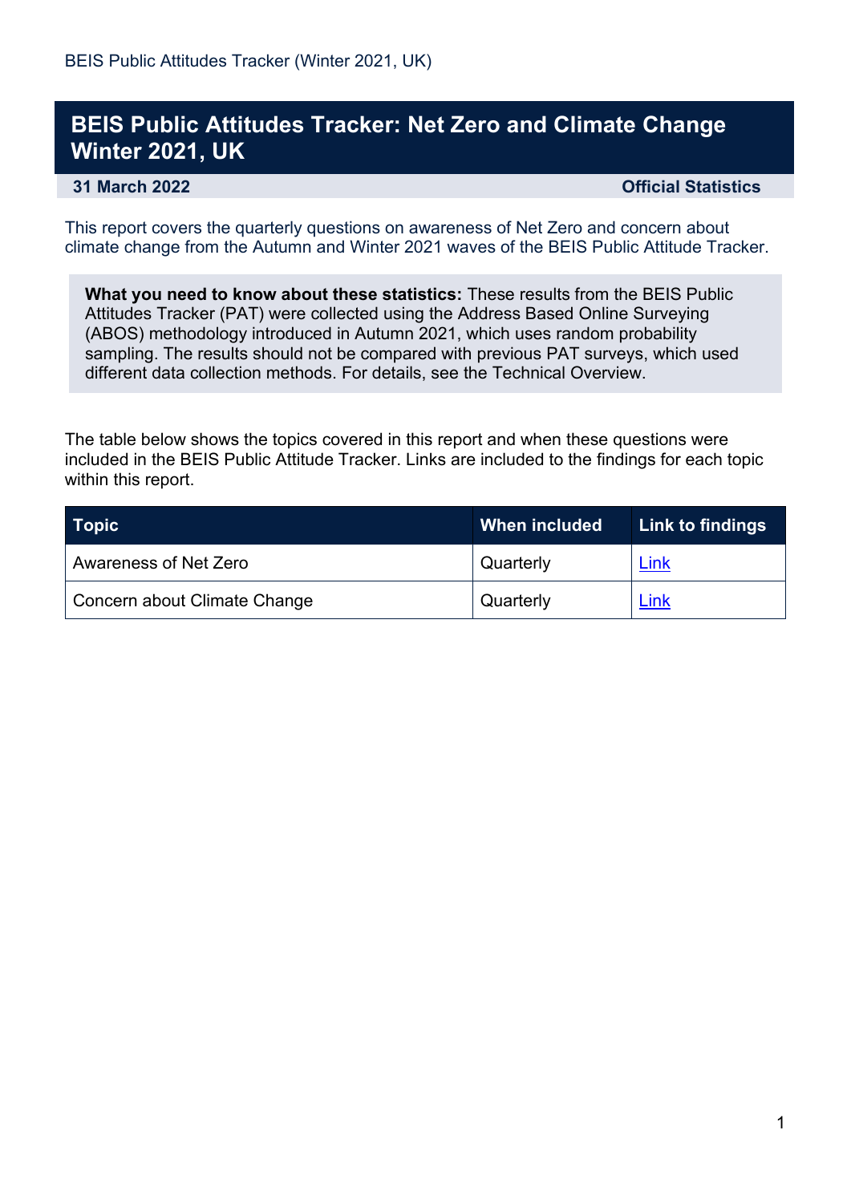# BEIS Public Attitudes Tracker: Net Zero and Climate Change Winter 2021, UK

**31 March 2022** **Official Statistics**

This report covers the quarterly questions on awareness of Net Zero and concern about climate change from the Autumn and Winter 2021 waves of the BEIS Public Attitude Tracker.

**What you need to know about these statistics:** These results from the BEIS Public Attitudes Tracker (PAT) were collected using the Address Based Online Surveying (ABOS) methodology introduced in Autumn 2021, which uses random probability sampling. The results should not be compared with previous PAT surveys, which used different data collection methods. For details, see the Technical Overview.

The table below shows the topics covered in this report and when these questions were included in the BEIS Public Attitude Tracker. Links are included to the findings for each topic within this report.

| Topic | When included | Link to findings |
|---|---|---|
| Awareness of Net Zero | Quarterly | Link |
| Concern about Climate Change | Quarterly | Link |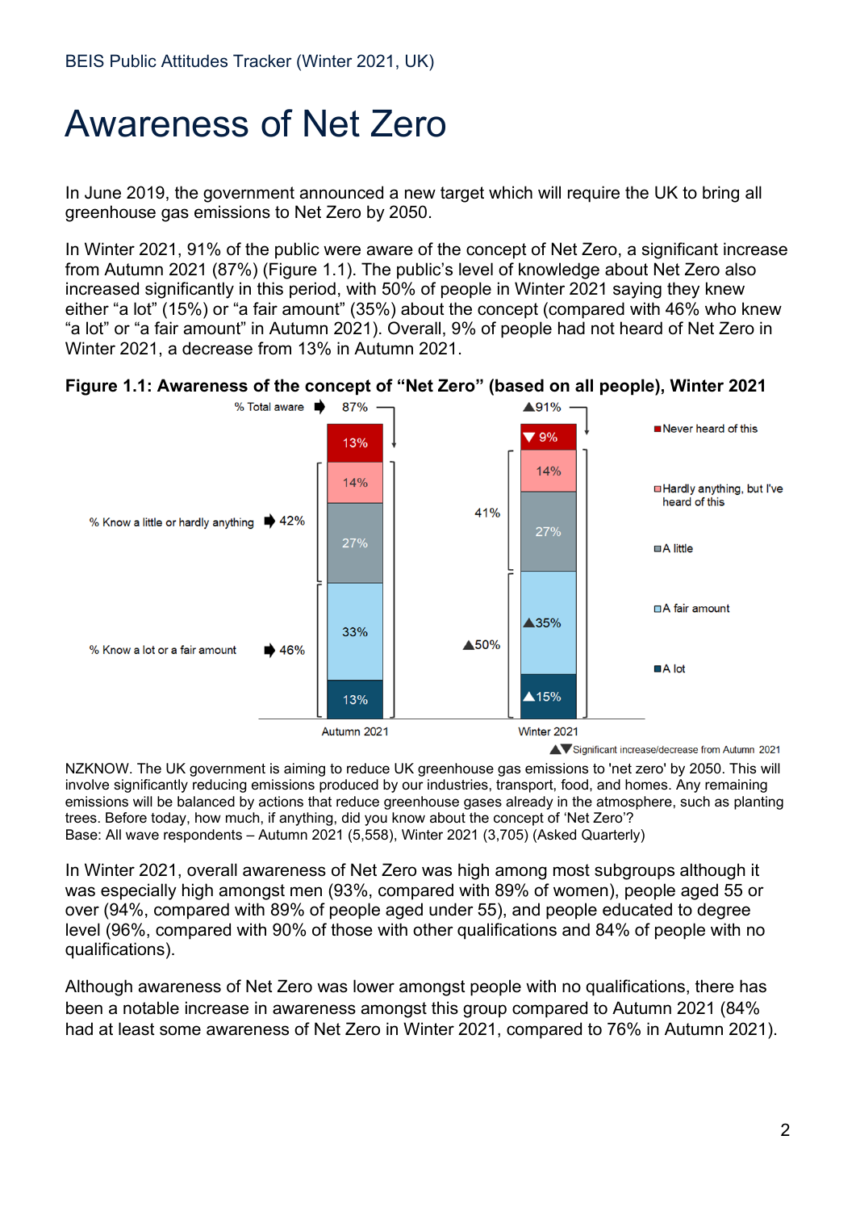# Awareness of Net Zero

In June 2019, the government announced a new target which will require the UK to bring all greenhouse gas emissions to Net Zero by 2050.

In Winter 2021, 91% of the public were aware of the concept of Net Zero, a significant increase from Autumn 2021 (87%) (Figure 1.1). The public's level of knowledge about Net Zero also increased significantly in this period, with 50% of people in Winter 2021 saying they knew either "a lot" (15%) or "a fair amount" (35%) about the concept (compared with 46% who knew "a lot" or "a fair amount" in Autumn 2021). Overall, 9% of people had not heard of Net Zero in Winter 2021, a decrease from 13% in Autumn 2021.

**Figure 1.1: Awareness of the concept of "Net Zero" (based on all people), Winter 2021**

| | Autumn 2021 | Winter 2021 |
|---|---|---|
| % Total aware | 87% | ▲91% |
| Never heard of this | 13% | ▼9% |
| Hardly anything, but I've heard of this | 14% | 14% |
| A little | 27% | 27% |
| A fair amount | 33% | ▲35% |
| A lot | 13% | ▲15% |
| % Know a little or hardly anything | 42% | 41% |
| % Know a lot or a fair amount | 46% | ▲50% |

▲▼Significant increase/decrease from Autumn 2021

NZKNOW. The UK government is aiming to reduce UK greenhouse gas emissions to 'net zero' by 2050. This will involve significantly reducing emissions produced by our industries, transport, food, and homes. Any remaining emissions will be balanced by actions that reduce greenhouse gases already in the atmosphere, such as planting trees. Before today, how much, if anything, did you know about the concept of 'Net Zero'?
Base: All wave respondents – Autumn 2021 (5,558), Winter 2021 (3,705) (Asked Quarterly)

In Winter 2021, overall awareness of Net Zero was high among most subgroups although it was especially high amongst men (93%, compared with 89% of women), people aged 55 or over (94%, compared with 89% of people aged under 55), and people educated to degree level (96%, compared with 90% of those with other qualifications and 84% of people with no qualifications).

Although awareness of Net Zero was lower amongst people with no qualifications, there has been a notable increase in awareness amongst this group compared to Autumn 2021 (84% had at least some awareness of Net Zero in Winter 2021, compared to 76% in Autumn 2021).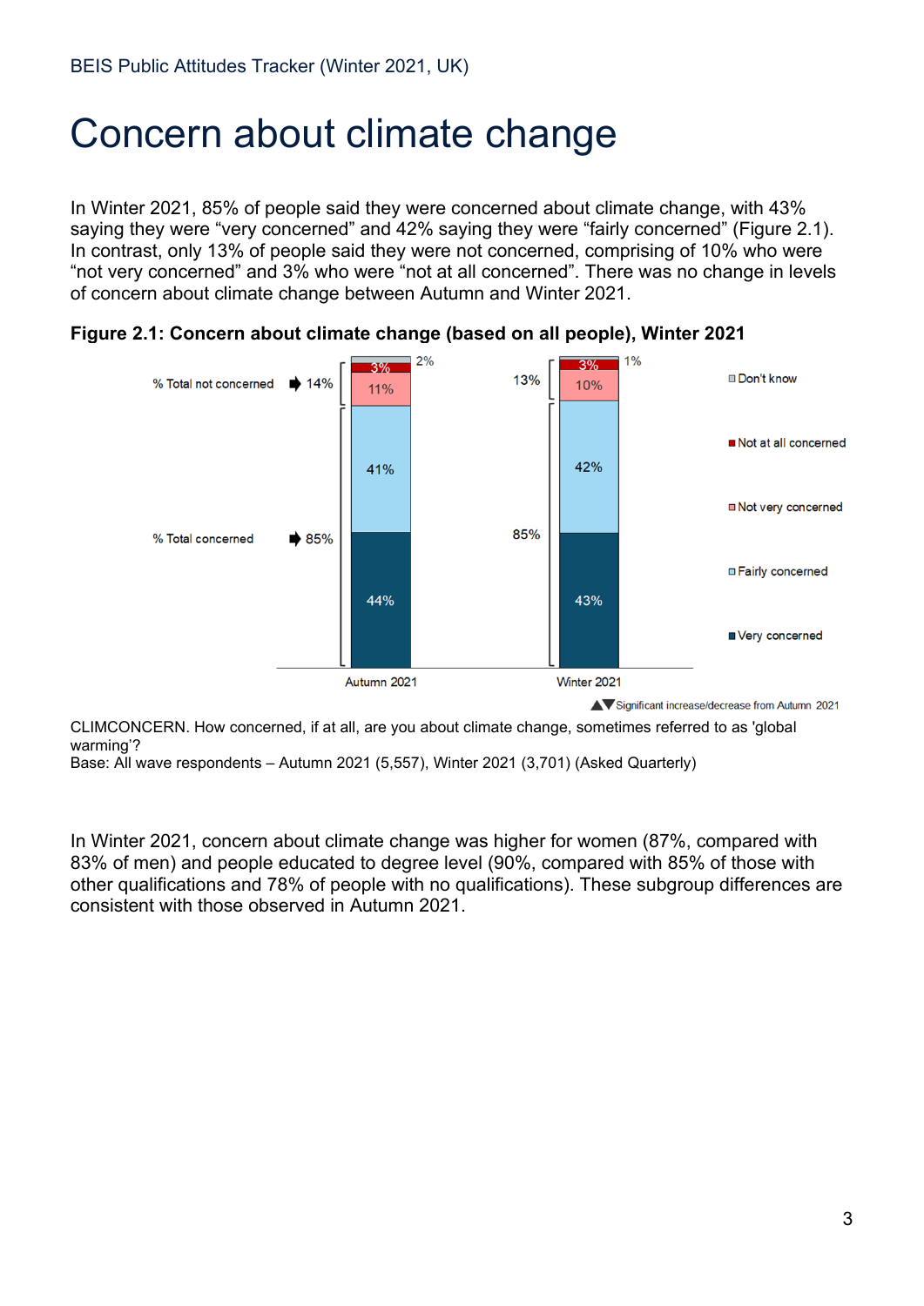# Concern about climate change

In Winter 2021, 85% of people said they were concerned about climate change, with 43% saying they were "very concerned" and 42% saying they were "fairly concerned" (Figure 2.1). In contrast, only 13% of people said they were not concerned, comprising of 10% who were "not very concerned" and 3% who were "not at all concerned". There was no change in levels of concern about climate change between Autumn and Winter 2021.

**Figure 2.1: Concern about climate change (based on all people), Winter 2021**

| | Autumn 2021 | Winter 2021 |
|---|---|---|
| Don't know | 2% | 1% |
| Not at all concerned | 3% | 3% |
| Not very concerned | 11% | 10% |
| Fairly concerned | 41% | 42% |
| Very concerned | 44% | 43% |
| % Total not concerned | 14% | 13% |
| % Total concerned | 85% | 85% |

▲▼ Significant increase/decrease from Autumn 2021

CLIMCONCERN. How concerned, if at all, are you about climate change, sometimes referred to as 'global warming'?
Base: All wave respondents – Autumn 2021 (5,557), Winter 2021 (3,701) (Asked Quarterly)

In Winter 2021, concern about climate change was higher for women (87%, compared with 83% of men) and people educated to degree level (90%, compared with 85% of those with other qualifications and 78% of people with no qualifications). These subgroup differences are consistent with those observed in Autumn 2021.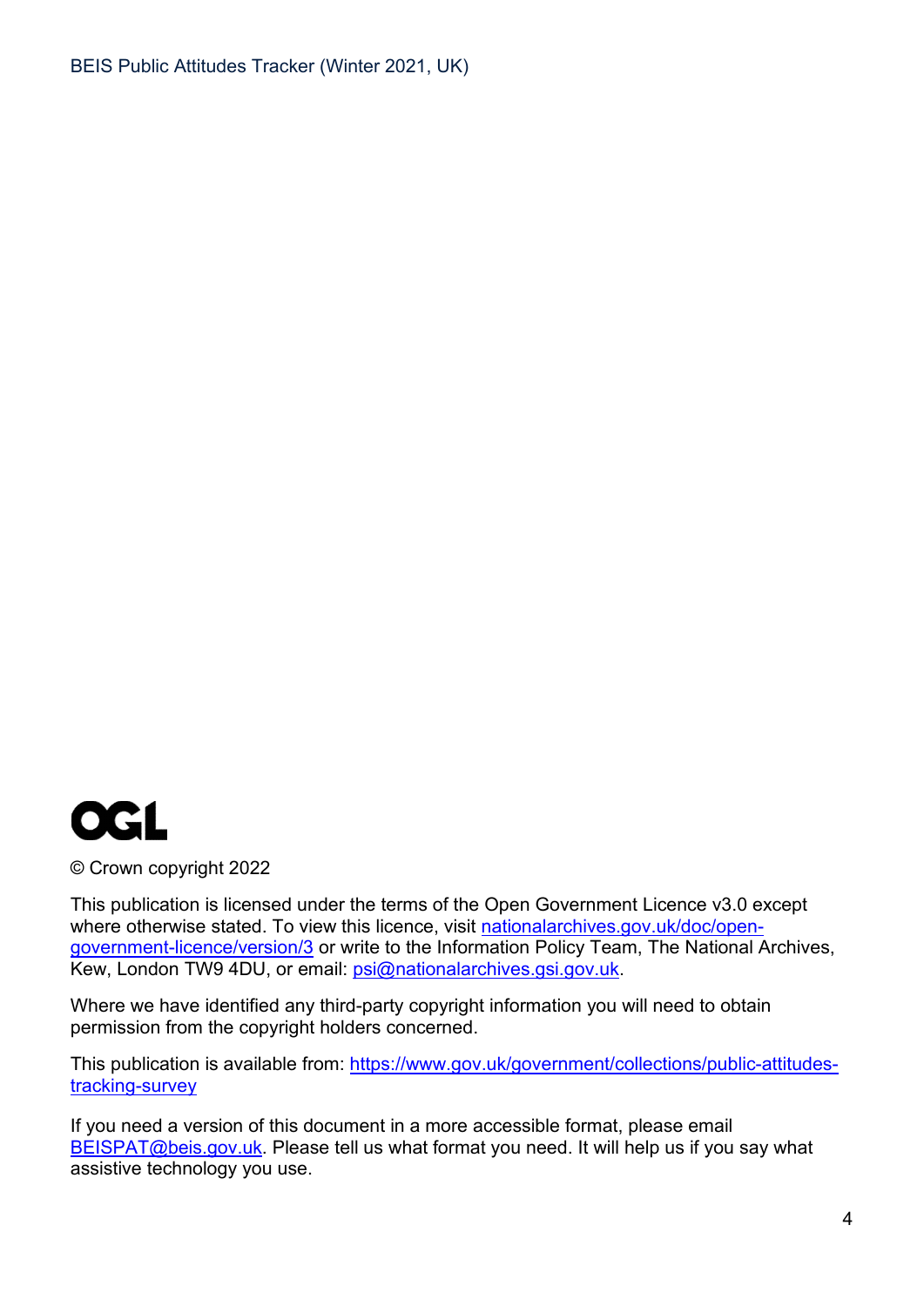OGL

© Crown copyright 2022

This publication is licensed under the terms of the Open Government Licence v3.0 except where otherwise stated. To view this licence, visit nationalarchives.gov.uk/doc/open-government-licence/version/3 or write to the Information Policy Team, The National Archives, Kew, London TW9 4DU, or email: psi@nationalarchives.gsi.gov.uk.

Where we have identified any third-party copyright information you will need to obtain permission from the copyright holders concerned.

This publication is available from: https://www.gov.uk/government/collections/public-attitudes-tracking-survey

If you need a version of this document in a more accessible format, please email BEISPAT@beis.gov.uk. Please tell us what format you need. It will help us if you say what assistive technology you use.